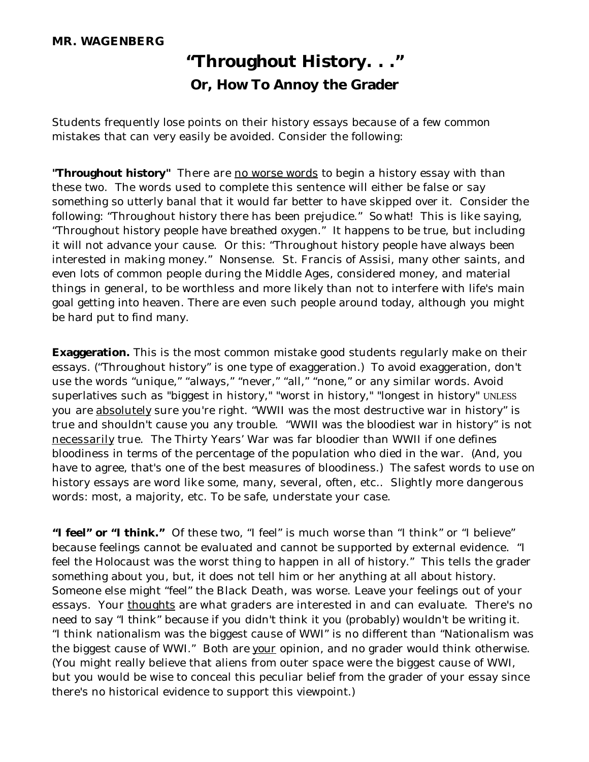**MR. WAGENBERG**

# "Throughout History. . ."

## Or, How To Annoy the Grader

Students frequently lose points on their history essays because of a few common mistakes that can very easily be avoided. Consider the following:

**"Throughout history"** There are <u>no worse words</u> to begin a history essay with than these two. The words used to complete this sentence will either be false or say something so utterly banal that it would far better to have skipped over it. Consider the following: "Throughout history there has been prejudice." So what! This is like saying, "Throughout history people have breathed oxygen." It happens to be true, but including it will not advance your cause. Or this: "Throughout history people have always been interested in making money." Nonsense. St. Francis of Assisi, many other saints, and even lots of common people during the Middle Ages, considered money, and material things in general, to be worthless and more likely than not to interfere with life's main goal getting into heaven. There are even such people around today, although you might be hard put to find many.

**Exaggeration.** This is the most common mistake good students regularly make on their essays. ("Throughout history" is one type of exaggeration.) To avoid exaggeration, don't use the words "unique," "always," "never," "all," "none," or any similar words. Avoid superlatives such as "biggest in history," "worst in history," "longest in history" UNLESS you are <u>absolutely</u> sure you're right. "WWII was the most destructive war in history" is true and shouldn't cause you any trouble. "WWII was the bloodiest war in history" is not <u>necessarily</u> true. The Thirty Years' War was far bloodier than WWII if one defines bloodiness in terms of the percentage of the population who died in the war. (And, you have to agree, that's one of the best measures of bloodiness.) The safest words to use on history essays are word like some, many, several, often, etc.. Slightly more dangerous words: most, a majority, etc. To be safe, understate your case.

**"I feel" or "I think."** Of these two, "I feel" is much worse than "I think" or "I believe" because feelings cannot be evaluated and cannot be supported by external evidence. "I feel the Holocaust was the worst thing to happen in all of history." This tells the grader something about you, but, it does not tell him or her anything at all about history. Someone else might "feel" the Black Death, was worse. Leave your feelings out of your essays. Your <u>thoughts</u> are what graders are interested in and can evaluate. There's no need to say "I think" because if you didn't think it you (probably) wouldn't be writing it. "I think nationalism was the biggest cause of WWI" is no different than "Nationalism was the biggest cause of WWI." Both are <u>your</u> opinion, and no grader would think otherwise. (You might really believe that aliens from outer space were the biggest cause of WWI, but you would be wise to conceal this peculiar belief from the grader of your essay since there's no historical evidence to support this viewpoint.)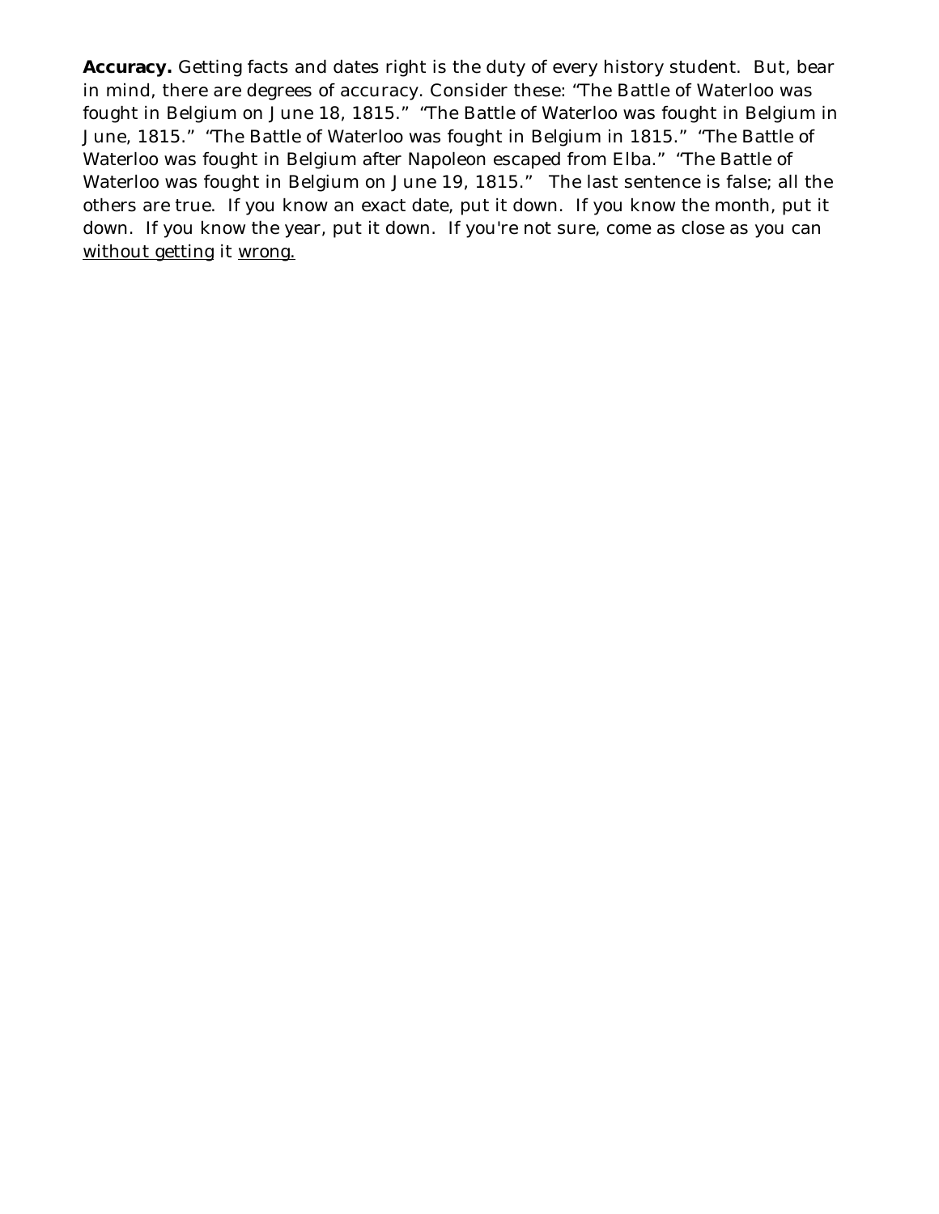**Accuracy.** Getting facts and dates right is the duty of every history student. But, bear in mind, there are degrees of accuracy. Consider these: "The Battle of Waterloo was fought in Belgium on June 18, 1815." "The Battle of Waterloo was fought in Belgium in June, 1815." "The Battle of Waterloo was fought in Belgium in 1815." "The Battle of Waterloo was fought in Belgium after Napoleon escaped from Elba." "The Battle of Waterloo was fought in Belgium on June 19, 1815." The last sentence is false; all the others are true. If you know an exact date, put it down. If you know the month, put it down. If you know the year, put it down. If you're not sure, come as close as you can <u>without getting</u> it <u>wrong.</u>